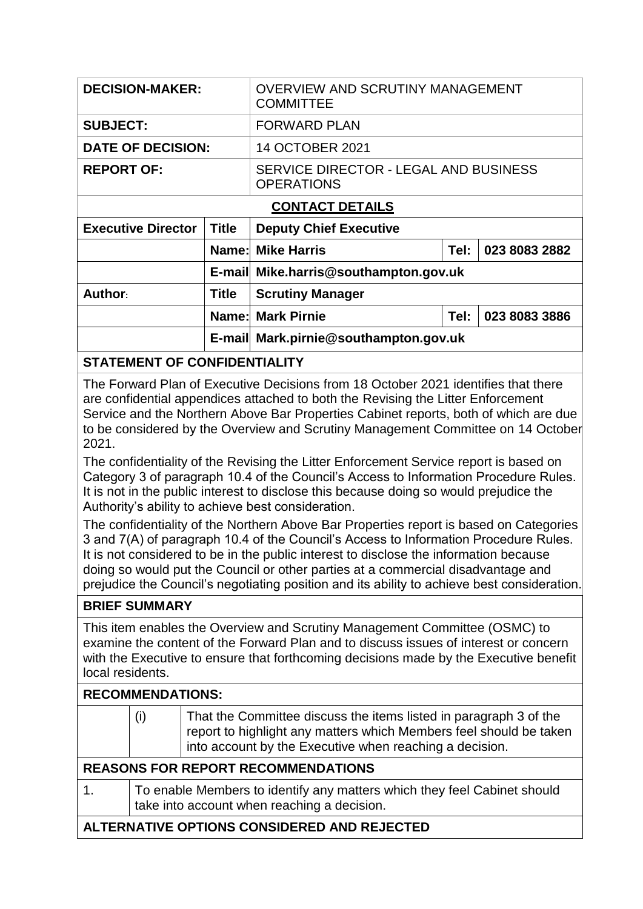| | |
|---|---|
| **DECISION-MAKER:** | OVERVIEW AND SCRUTINY MANAGEMENT COMMITTEE |
| **SUBJECT:** | FORWARD PLAN |
| **DATE OF DECISION:** | 14 OCTOBER 2021 |
| **REPORT OF:** | SERVICE DIRECTOR - LEGAL AND BUSINESS OPERATIONS |

**CONTACT DETAILS**

| | | | | |
|---|---|---|---|---|
| **Executive Director** | **Title** | **Deputy Chief Executive** | | |
| | **Name:** | **Mike Harris** | **Tel:** | **023 8083 2882** |
| | **E-mail** | **Mike.harris@southampton.gov.uk** | | |
| **Author:** | **Title** | **Scrutiny Manager** | | |
| | **Name:** | **Mark Pirnie** | **Tel:** | **023 8083 3886** |
| | **E-mail** | **Mark.pirnie@southampton.gov.uk** | | |

**STATEMENT OF CONFIDENTIALITY**

The Forward Plan of Executive Decisions from 18 October 2021 identifies that there are confidential appendices attached to both the Revising the Litter Enforcement Service and the Northern Above Bar Properties Cabinet reports, both of which are due to be considered by the Overview and Scrutiny Management Committee on 14 October 2021.

The confidentiality of the Revising the Litter Enforcement Service report is based on Category 3 of paragraph 10.4 of the Council's Access to Information Procedure Rules. It is not in the public interest to disclose this because doing so would prejudice the Authority's ability to achieve best consideration.

The confidentiality of the Northern Above Bar Properties report is based on Categories 3 and 7(A) of paragraph 10.4 of the Council's Access to Information Procedure Rules. It is not considered to be in the public interest to disclose the information because doing so would put the Council or other parties at a commercial disadvantage and prejudice the Council's negotiating position and its ability to achieve best consideration.

**BRIEF SUMMARY**

This item enables the Overview and Scrutiny Management Committee (OSMC) to examine the content of the Forward Plan and to discuss issues of interest or concern with the Executive to ensure that forthcoming decisions made by the Executive benefit local residents.

**RECOMMENDATIONS:**

| | |
|---|---|
| (i) | That the Committee discuss the items listed in paragraph 3 of the report to highlight any matters which Members feel should be taken into account by the Executive when reaching a decision. |

**REASONS FOR REPORT RECOMMENDATIONS**

| | |
|---|---|
| 1. | To enable Members to identify any matters which they feel Cabinet should take into account when reaching a decision. |

**ALTERNATIVE OPTIONS CONSIDERED AND REJECTED**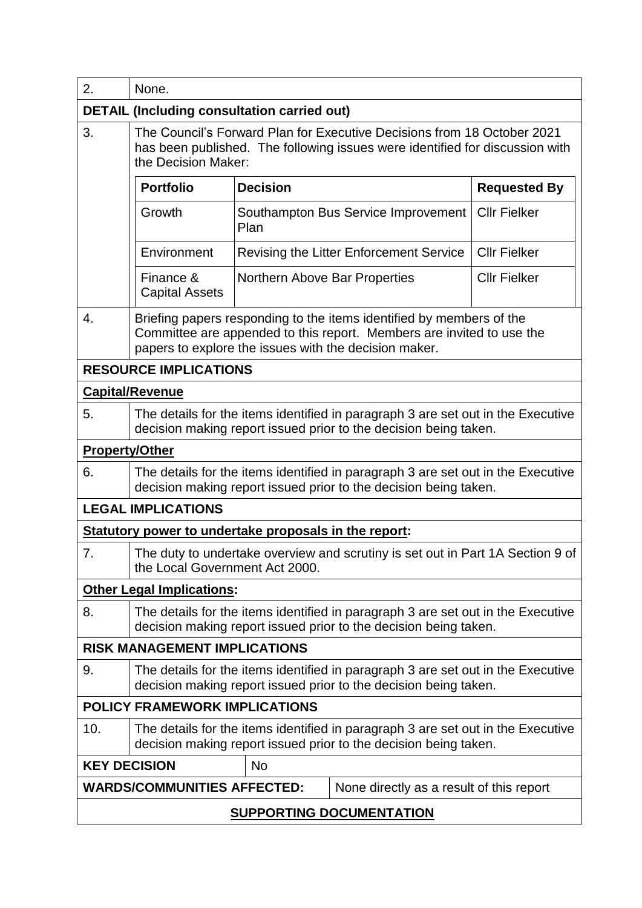| 2. | None. |
|---|---|

**DETAIL (Including consultation carried out)**

3. The Council's Forward Plan for Executive Decisions from 18 October 2021 has been published. The following issues were identified for discussion with the Decision Maker:

| Portfolio | Decision | Requested By |
|---|---|---|
| Growth | Southampton Bus Service Improvement Plan | Cllr Fielker |
| Environment | Revising the Litter Enforcement Service | Cllr Fielker |
| Finance & Capital Assets | Northern Above Bar Properties | Cllr Fielker |

4. Briefing papers responding to the items identified by members of the Committee are appended to this report. Members are invited to use the papers to explore the issues with the decision maker.

**RESOURCE IMPLICATIONS**

**Capital/Revenue**

5. The details for the items identified in paragraph 3 are set out in the Executive decision making report issued prior to the decision being taken.

**Property/Other**

6. The details for the items identified in paragraph 3 are set out in the Executive decision making report issued prior to the decision being taken.

**LEGAL IMPLICATIONS**

**Statutory power to undertake proposals in the report:**

7. The duty to undertake overview and scrutiny is set out in Part 1A Section 9 of the Local Government Act 2000.

**Other Legal Implications:**

8. The details for the items identified in paragraph 3 are set out in the Executive decision making report issued prior to the decision being taken.

**RISK MANAGEMENT IMPLICATIONS**

9. The details for the items identified in paragraph 3 are set out in the Executive decision making report issued prior to the decision being taken.

**POLICY FRAMEWORK IMPLICATIONS**

10. The details for the items identified in paragraph 3 are set out in the Executive decision making report issued prior to the decision being taken.

| **KEY DECISION** | No |
|---|---|
| **WARDS/COMMUNITIES AFFECTED:** | None directly as a result of this report |

**SUPPORTING DOCUMENTATION**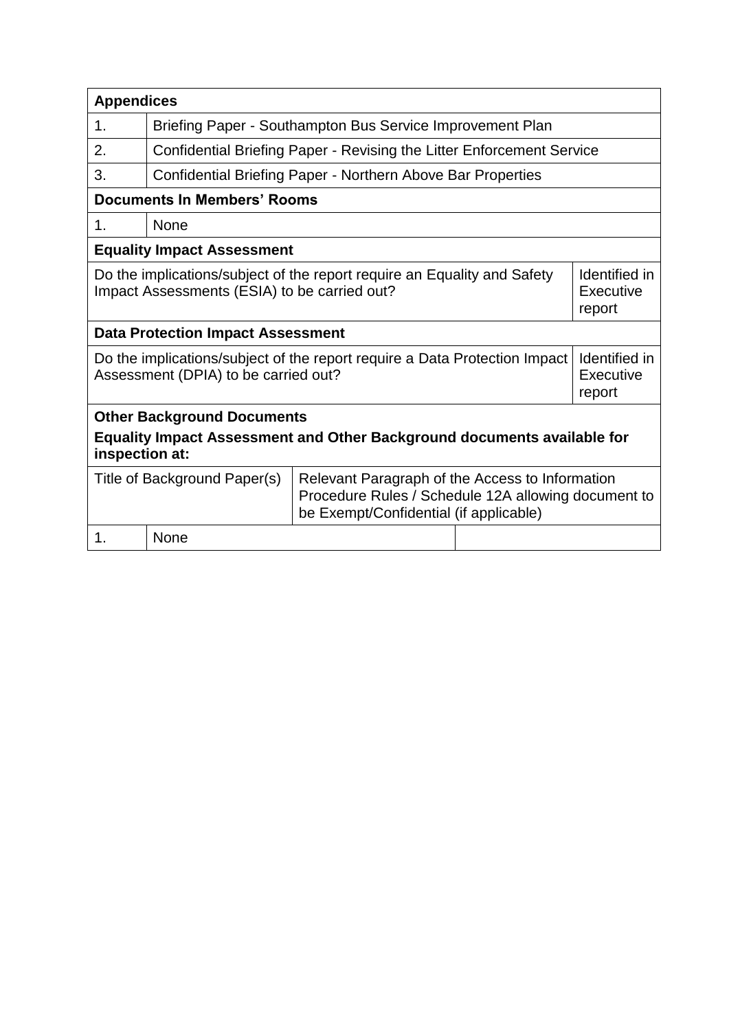| | | |
|---|---|---|
| **Appendices** | | |
| 1. | Briefing Paper - Southampton Bus Service Improvement Plan | |
| 2. | Confidential Briefing Paper - Revising the Litter Enforcement Service | |
| 3. | Confidential Briefing Paper - Northern Above Bar Properties | |
| **Documents In Members' Rooms** | | |
| 1. | None | |
| **Equality Impact Assessment** | | |
| Do the implications/subject of the report require an Equality and Safety Impact Assessments (ESIA) to be carried out? | | Identified in Executive report |
| **Data Protection Impact Assessment** | | |
| Do the implications/subject of the report require a Data Protection Impact Assessment (DPIA) to be carried out? | | Identified in Executive report |
| **Other Background Documents** | | |
| **Equality Impact Assessment and Other Background documents available for inspection at:** | | |
| Title of Background Paper(s) | Relevant Paragraph of the Access to Information Procedure Rules / Schedule 12A allowing document to be Exempt/Confidential (if applicable) | |
| 1. | None | |